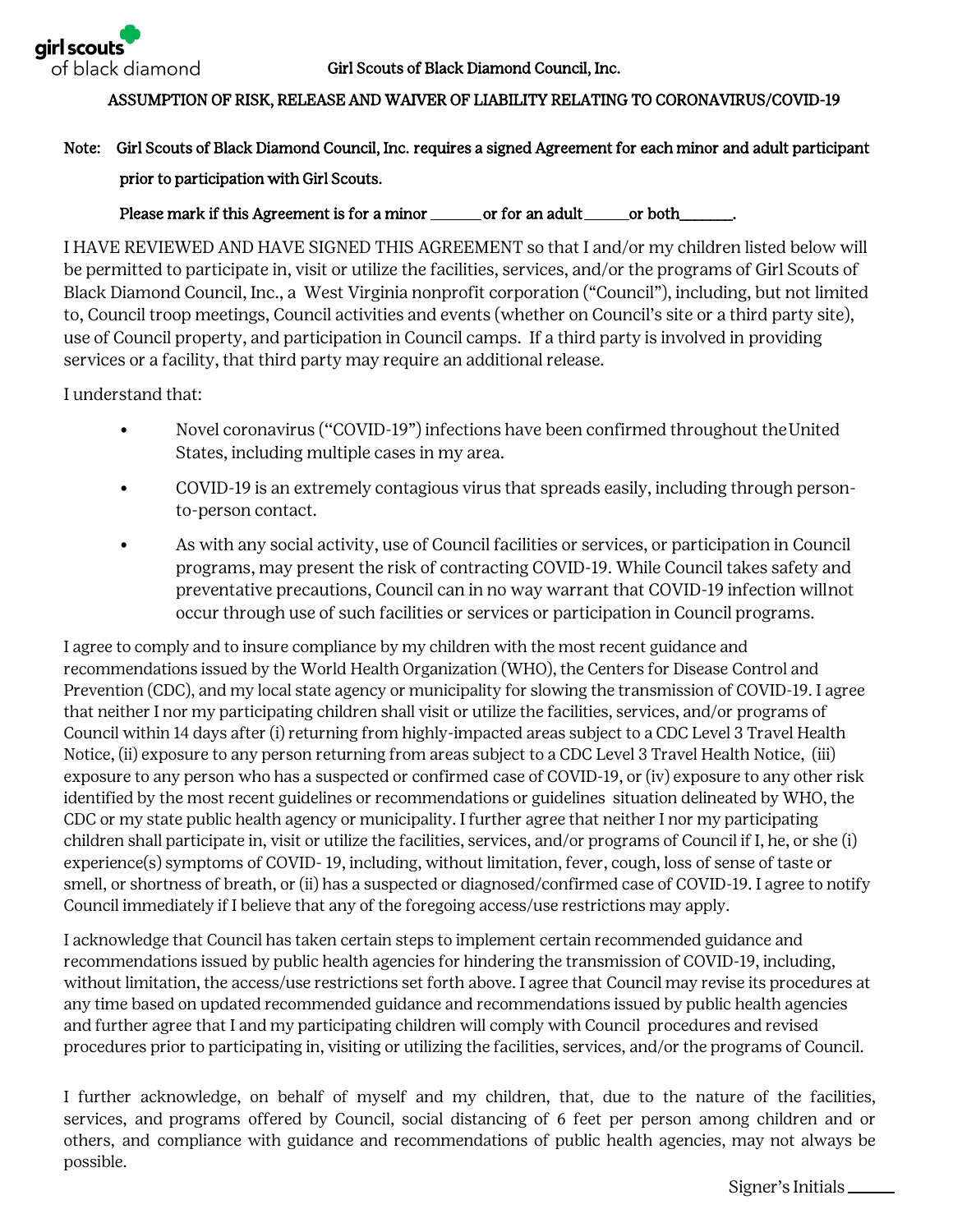girl scouts of black diamond

Girl Scouts of Black Diamond Council, Inc.

**ASSUMPTION OF RISK, RELEASE AND WAIVER OF LIABILITY RELATING TO CORONAVIRUS/COVID-19**

Note: Girl Scouts of Black Diamond Council, Inc. requires a signed Agreement for each minor and adult participant prior to participation with Girl Scouts.

Please mark if this Agreement is for a minor _______ or for an adult ______ or both_______.

I HAVE REVIEWED AND HAVE SIGNED THIS AGREEMENT so that I and/or my children listed below will be permitted to participate in, visit or utilize the facilities, services, and/or the programs of Girl Scouts of Black Diamond Council, Inc., a West Virginia nonprofit corporation ("Council"), including, but not limited to, Council troop meetings, Council activities and events (whether on Council's site or a third party site), use of Council property, and participation in Council camps. If a third party is involved in providing services or a facility, that third party may require an additional release.

I understand that:

- Novel coronavirus ("COVID-19") infections have been confirmed throughout the United States, including multiple cases in my area.
- COVID-19 is an extremely contagious virus that spreads easily, including through person-to-person contact.
- As with any social activity, use of Council facilities or services, or participation in Council programs, may present the risk of contracting COVID-19. While Council takes safety and preventative precautions, Council can in no way warrant that COVID-19 infection will not occur through use of such facilities or services or participation in Council programs.

I agree to comply and to insure compliance by my children with the most recent guidance and recommendations issued by the World Health Organization (WHO), the Centers for Disease Control and Prevention (CDC), and my local state agency or municipality for slowing the transmission of COVID-19. I agree that neither I nor my participating children shall visit or utilize the facilities, services, and/or programs of Council within 14 days after (i) returning from highly-impacted areas subject to a CDC Level 3 Travel Health Notice, (ii) exposure to any person returning from areas subject to a CDC Level 3 Travel Health Notice, (iii) exposure to any person who has a suspected or confirmed case of COVID-19, or (iv) exposure to any other risk identified by the most recent guidelines or recommendations or guidelines situation delineated by WHO, the CDC or my state public health agency or municipality. I further agree that neither I nor my participating children shall participate in, visit or utilize the facilities, services, and/or programs of Council if I, he, or she (i) experience(s) symptoms of COVID- 19, including, without limitation, fever, cough, loss of sense of taste or smell, or shortness of breath, or (ii) has a suspected or diagnosed/confirmed case of COVID-19. I agree to notify Council immediately if I believe that any of the foregoing access/use restrictions may apply.

I acknowledge that Council has taken certain steps to implement certain recommended guidance and recommendations issued by public health agencies for hindering the transmission of COVID-19, including, without limitation, the access/use restrictions set forth above. I agree that Council may revise its procedures at any time based on updated recommended guidance and recommendations issued by public health agencies and further agree that I and my participating children will comply with Council procedures and revised procedures prior to participating in, visiting or utilizing the facilities, services, and/or the programs of Council.

I further acknowledge, on behalf of myself and my children, that, due to the nature of the facilities, services, and programs offered by Council, social distancing of 6 feet per person among children and or others, and compliance with guidance and recommendations of public health agencies, may not always be possible.

Signer's Initials ______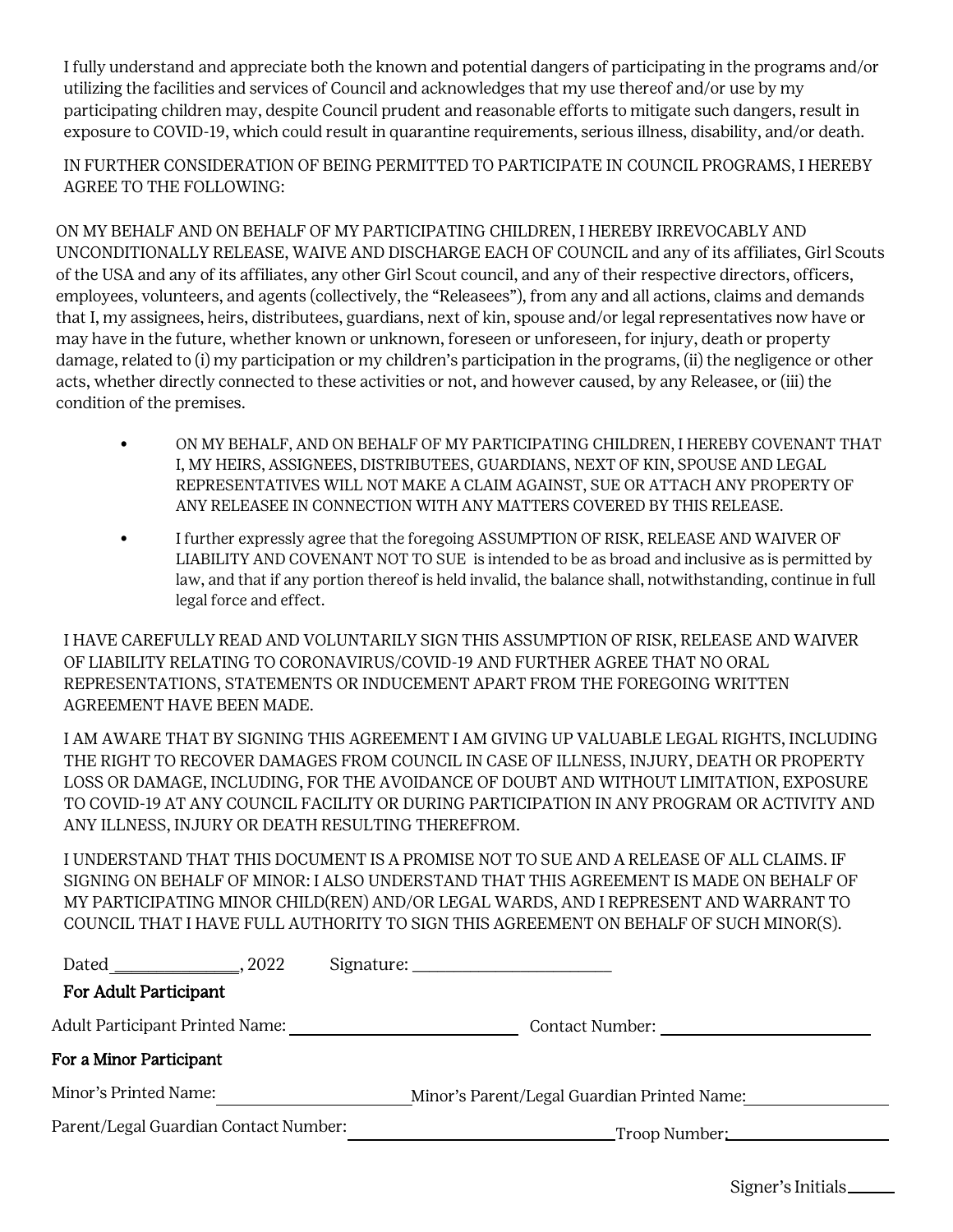I fully understand and appreciate both the known and potential dangers of participating in the programs and/or utilizing the facilities and services of Council and acknowledges that my use thereof and/or use by my participating children may, despite Council prudent and reasonable efforts to mitigate such dangers, result in exposure to COVID-19, which could result in quarantine requirements, serious illness, disability, and/or death.

IN FURTHER CONSIDERATION OF BEING PERMITTED TO PARTICIPATE IN COUNCIL PROGRAMS, I HEREBY AGREE TO THE FOLLOWING:

ON MY BEHALF AND ON BEHALF OF MY PARTICIPATING CHILDREN, I HEREBY IRREVOCABLY AND UNCONDITIONALLY RELEASE, WAIVE AND DISCHARGE EACH OF COUNCIL and any of its affiliates, Girl Scouts of the USA and any of its affiliates, any other Girl Scout council, and any of their respective directors, officers, employees, volunteers, and agents (collectively, the "Releasees"), from any and all actions, claims and demands that I, my assignees, heirs, distributees, guardians, next of kin, spouse and/or legal representatives now have or may have in the future, whether known or unknown, foreseen or unforeseen, for injury, death or property damage, related to (i) my participation or my children's participation in the programs, (ii) the negligence or other acts, whether directly connected to these activities or not, and however caused, by any Releasee, or (iii) the condition of the premises.

- ON MY BEHALF, AND ON BEHALF OF MY PARTICIPATING CHILDREN, I HEREBY COVENANT THAT I, MY HEIRS, ASSIGNEES, DISTRIBUTEES, GUARDIANS, NEXT OF KIN, SPOUSE AND LEGAL REPRESENTATIVES WILL NOT MAKE A CLAIM AGAINST, SUE OR ATTACH ANY PROPERTY OF ANY RELEASEE IN CONNECTION WITH ANY MATTERS COVERED BY THIS RELEASE.
- I further expressly agree that the foregoing ASSUMPTION OF RISK, RELEASE AND WAIVER OF LIABILITY AND COVENANT NOT TO SUE is intended to be as broad and inclusive as is permitted by law, and that if any portion thereof is held invalid, the balance shall, notwithstanding, continue in full legal force and effect.

I HAVE CAREFULLY READ AND VOLUNTARILY SIGN THIS ASSUMPTION OF RISK, RELEASE AND WAIVER OF LIABILITY RELATING TO CORONAVIRUS/COVID-19 AND FURTHER AGREE THAT NO ORAL REPRESENTATIONS, STATEMENTS OR INDUCEMENT APART FROM THE FOREGOING WRITTEN AGREEMENT HAVE BEEN MADE.

I AM AWARE THAT BY SIGNING THIS AGREEMENT I AM GIVING UP VALUABLE LEGAL RIGHTS, INCLUDING THE RIGHT TO RECOVER DAMAGES FROM COUNCIL IN CASE OF ILLNESS, INJURY, DEATH OR PROPERTY LOSS OR DAMAGE, INCLUDING, FOR THE AVOIDANCE OF DOUBT AND WITHOUT LIMITATION, EXPOSURE TO COVID-19 AT ANY COUNCIL FACILITY OR DURING PARTICIPATION IN ANY PROGRAM OR ACTIVITY AND ANY ILLNESS, INJURY OR DEATH RESULTING THEREFROM.

I UNDERSTAND THAT THIS DOCUMENT IS A PROMISE NOT TO SUE AND A RELEASE OF ALL CLAIMS. IF SIGNING ON BEHALF OF MINOR: I ALSO UNDERSTAND THAT THIS AGREEMENT IS MADE ON BEHALF OF MY PARTICIPATING MINOR CHILD(REN) AND/OR LEGAL WARDS, AND I REPRESENT AND WARRANT TO COUNCIL THAT I HAVE FULL AUTHORITY TO SIGN THIS AGREEMENT ON BEHALF OF SUCH MINOR(S).

Dated ________________, 2022 Signature: __________________________

**For Adult Participant**

Adult Participant Printed Name: ____________________________ Contact Number: ____________________________

**For a Minor Participant**

Minor's Printed Name: ________________________ Minor's Parent/Legal Guardian Printed Name: ____________________

Parent/Legal Guardian Contact Number: ____________________________________ Troop Number: ____________________

Signer's Initials ______